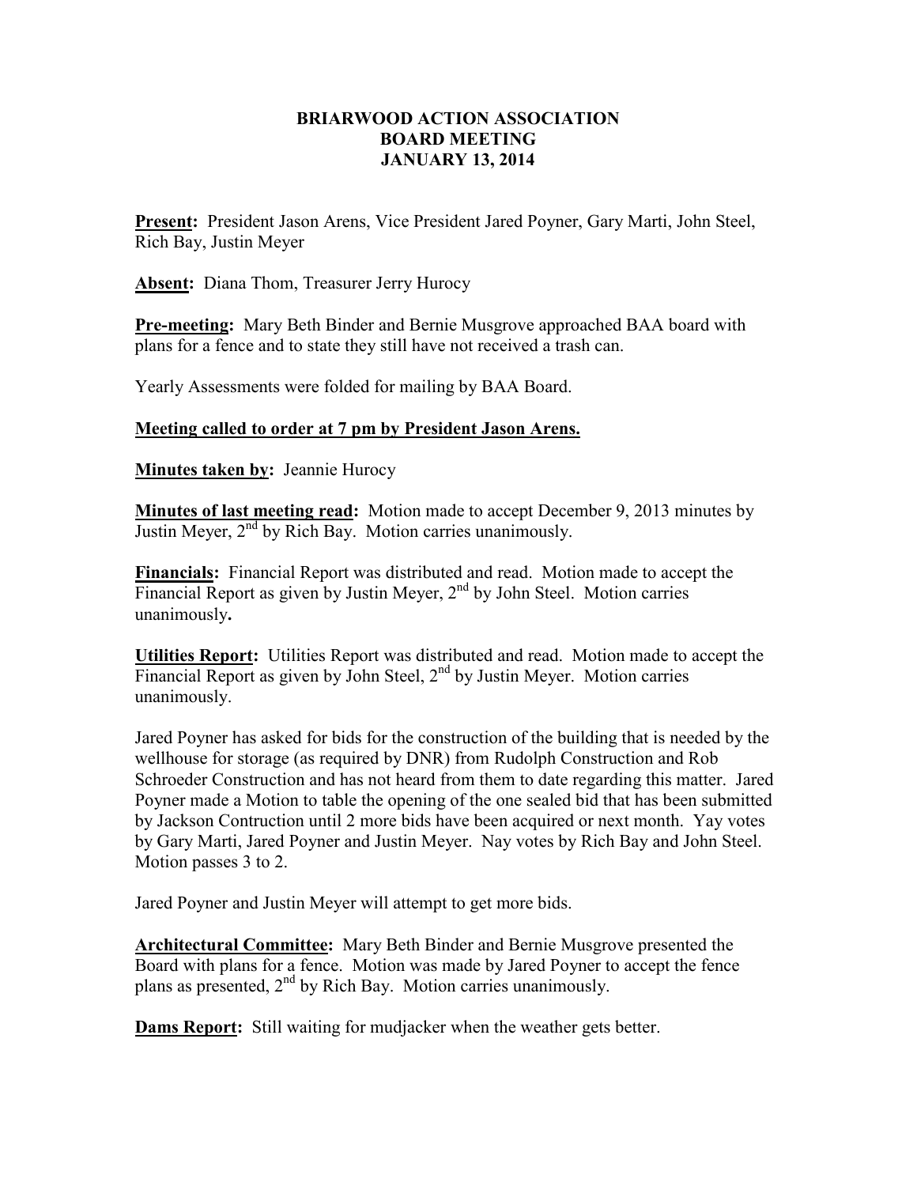# BRIARWOOD ACTION ASSOCIATION
# BOARD MEETING
# JANUARY 13, 2014

**Present:** President Jason Arens, Vice President Jared Poyner, Gary Marti, John Steel, Rich Bay, Justin Meyer

**Absent:** Diana Thom, Treasurer Jerry Hurocy

**Pre-meeting:** Mary Beth Binder and Bernie Musgrove approached BAA board with plans for a fence and to state they still have not received a trash can.

Yearly Assessments were folded for mailing by BAA Board.

**Meeting called to order at 7 pm by President Jason Arens.**

**Minutes taken by:** Jeannie Hurocy

**Minutes of last meeting read:** Motion made to accept December 9, 2013 minutes by Justin Meyer, 2nd by Rich Bay. Motion carries unanimously.

**Financials:** Financial Report was distributed and read. Motion made to accept the Financial Report as given by Justin Meyer, 2nd by John Steel. Motion carries unanimously**.**

**Utilities Report:** Utilities Report was distributed and read. Motion made to accept the Financial Report as given by John Steel, 2nd by Justin Meyer. Motion carries unanimously.

Jared Poyner has asked for bids for the construction of the building that is needed by the wellhouse for storage (as required by DNR) from Rudolph Construction and Rob Schroeder Construction and has not heard from them to date regarding this matter. Jared Poyner made a Motion to table the opening of the one sealed bid that has been submitted by Jackson Contruction until 2 more bids have been acquired or next month. Yay votes by Gary Marti, Jared Poyner and Justin Meyer. Nay votes by Rich Bay and John Steel. Motion passes 3 to 2.

Jared Poyner and Justin Meyer will attempt to get more bids.

**Architectural Committee:** Mary Beth Binder and Bernie Musgrove presented the Board with plans for a fence. Motion was made by Jared Poyner to accept the fence plans as presented, 2nd by Rich Bay. Motion carries unanimously.

**Dams Report:** Still waiting for mudjacker when the weather gets better.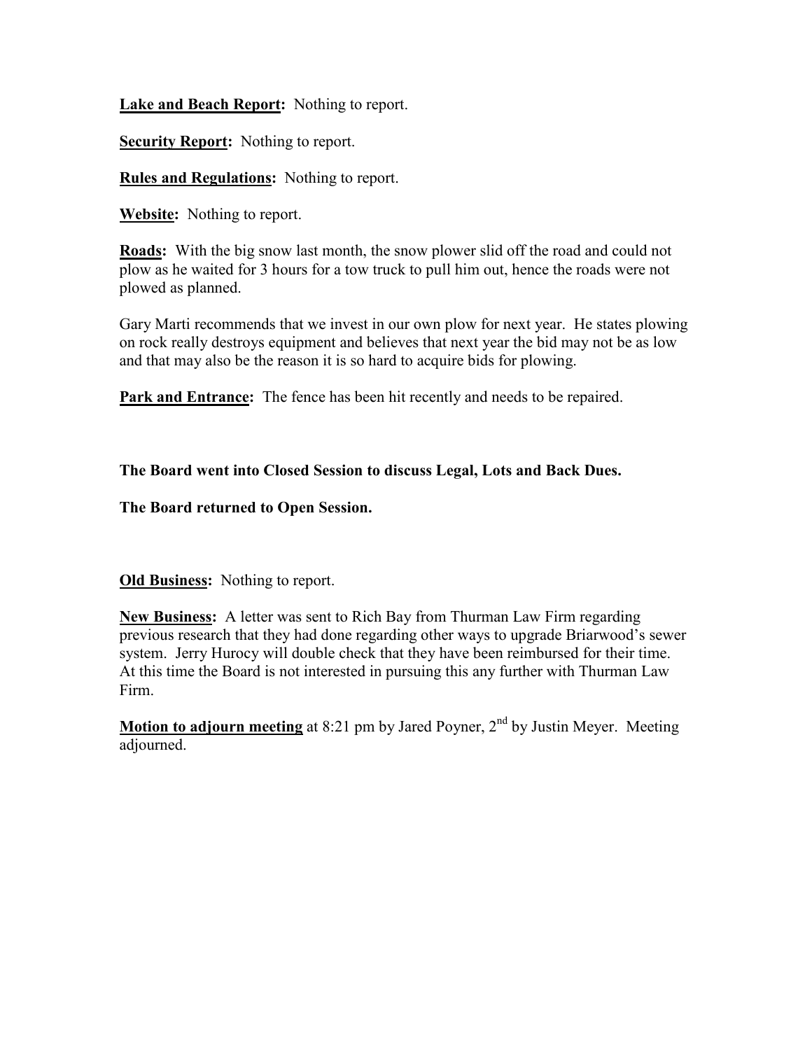**Lake and Beach Report:** Nothing to report.

**Security Report:** Nothing to report.

**Rules and Regulations:** Nothing to report.

**Website:** Nothing to report.

**Roads:** With the big snow last month, the snow plower slid off the road and could not plow as he waited for 3 hours for a tow truck to pull him out, hence the roads were not plowed as planned.

Gary Marti recommends that we invest in our own plow for next year. He states plowing on rock really destroys equipment and believes that next year the bid may not be as low and that may also be the reason it is so hard to acquire bids for plowing.

**Park and Entrance:** The fence has been hit recently and needs to be repaired.

**The Board went into Closed Session to discuss Legal, Lots and Back Dues.**

**The Board returned to Open Session.**

**Old Business:** Nothing to report.

**New Business:** A letter was sent to Rich Bay from Thurman Law Firm regarding previous research that they had done regarding other ways to upgrade Briarwood's sewer system. Jerry Hurocy will double check that they have been reimbursed for their time. At this time the Board is not interested in pursuing this any further with Thurman Law Firm.

**Motion to adjourn meeting** at 8:21 pm by Jared Poyner, 2nd by Justin Meyer. Meeting adjourned.